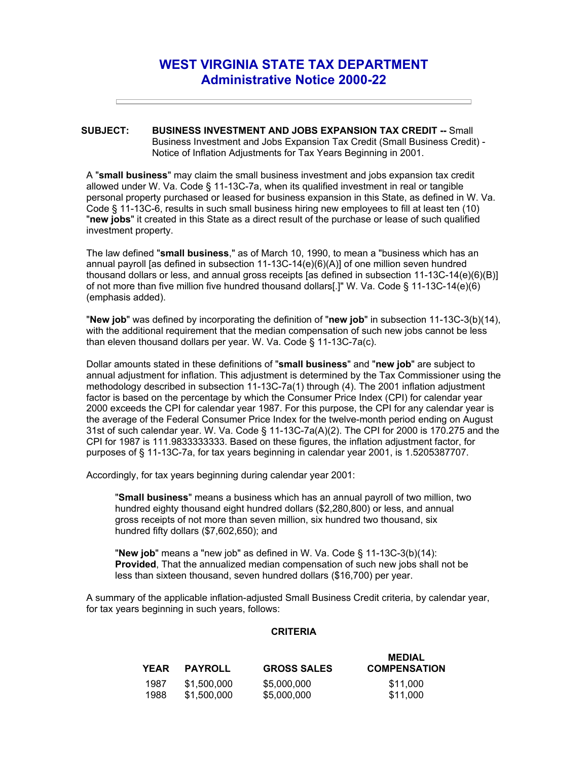# WEST VIRGINIA STATE TAX DEPARTMENT
## Administrative Notice 2000-22

---

**SUBJECT:** **BUSINESS INVESTMENT AND JOBS EXPANSION TAX CREDIT --** Small Business Investment and Jobs Expansion Tax Credit (Small Business Credit) - Notice of Inflation Adjustments for Tax Years Beginning in 2001.

A "**small business**" may claim the small business investment and jobs expansion tax credit allowed under W. Va. Code § 11-13C-7a, when its qualified investment in real or tangible personal property purchased or leased for business expansion in this State, as defined in W. Va. Code § 11-13C-6, results in such small business hiring new employees to fill at least ten (10) "**new jobs**" it created in this State as a direct result of the purchase or lease of such qualified investment property.

The law defined "**small business**," as of March 10, 1990, to mean a "business which has an annual payroll [as defined in subsection 11-13C-14(e)(6)(A)] of one million seven hundred thousand dollars or less, and annual gross receipts [as defined in subsection 11-13C-14(e)(6)(B)] of not more than five million five hundred thousand dollars[.]" W. Va. Code § 11-13C-14(e)(6) (emphasis added).

"**New job**" was defined by incorporating the definition of "**new job**" in subsection 11-13C-3(b)(14), with the additional requirement that the median compensation of such new jobs cannot be less than eleven thousand dollars per year. W. Va. Code § 11-13C-7a(c).

Dollar amounts stated in these definitions of "**small business**" and "**new job**" are subject to annual adjustment for inflation. This adjustment is determined by the Tax Commissioner using the methodology described in subsection 11-13C-7a(1) through (4). The 2001 inflation adjustment factor is based on the percentage by which the Consumer Price Index (CPI) for calendar year 2000 exceeds the CPI for calendar year 1987. For this purpose, the CPI for any calendar year is the average of the Federal Consumer Price Index for the twelve-month period ending on August 31st of such calendar year. W. Va. Code § 11-13C-7a(A)(2). The CPI for 2000 is 170.275 and the CPI for 1987 is 111.9833333333. Based on these figures, the inflation adjustment factor, for purposes of § 11-13C-7a, for tax years beginning in calendar year 2001, is 1.5205387707.

Accordingly, for tax years beginning during calendar year 2001:

> "**Small business**" means a business which has an annual payroll of two million, two hundred eighty thousand eight hundred dollars ($2,280,800) or less, and annual gross receipts of not more than seven million, six hundred two thousand, six hundred fifty dollars ($7,602,650); and
>
> "**New job**" means a "new job" as defined in W. Va. Code § 11-13C-3(b)(14): **Provided**, That the annualized median compensation of such new jobs shall not be less than sixteen thousand, seven hundred dollars ($16,700) per year.

A summary of the applicable inflation-adjusted Small Business Credit criteria, by calendar year, for tax years beginning in such years, follows:

**CRITERIA**

| YEAR | PAYROLL | GROSS SALES | MEDIAL COMPENSATION |
|---|---|---|---|
| 1987 | $1,500,000 | $5,000,000 | $11,000 |
| 1988 | $1,500,000 | $5,000,000 | $11,000 |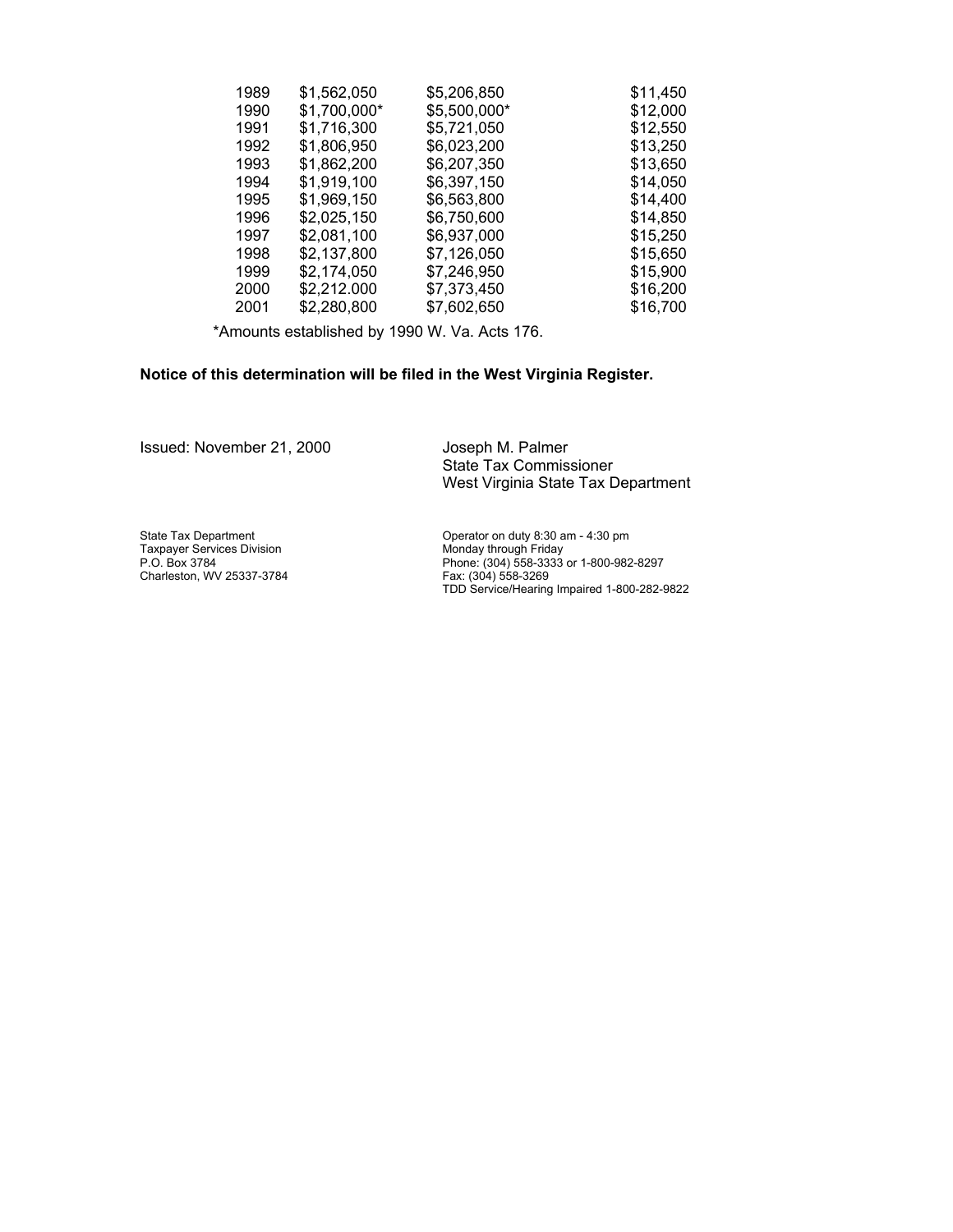| | | | |
|---|---|---|---|
| 1989 | $1,562,050 | $5,206,850 | $11,450 |
| 1990 | $1,700,000* | $5,500,000* | $12,000 |
| 1991 | $1,716,300 | $5,721,050 | $12,550 |
| 1992 | $1,806,950 | $6,023,200 | $13,250 |
| 1993 | $1,862,200 | $6,207,350 | $13,650 |
| 1994 | $1,919,100 | $6,397,150 | $14,050 |
| 1995 | $1,969,150 | $6,563,800 | $14,400 |
| 1996 | $2,025,150 | $6,750,600 | $14,850 |
| 1997 | $2,081,100 | $6,937,000 | $15,250 |
| 1998 | $2,137,800 | $7,126,050 | $15,650 |
| 1999 | $2,174,050 | $7,246,950 | $15,900 |
| 2000 | $2,212.000 | $7,373,450 | $16,200 |
| 2001 | $2,280,800 | $7,602,650 | $16,700 |

*Amounts established by 1990 W. Va. Acts 176.

**Notice of this determination will be filed in the West Virginia Register.**

Issued: November 21, 2000

Joseph M. Palmer
State Tax Commissioner
West Virginia State Tax Department

State Tax Department
Taxpayer Services Division
P.O. Box 3784
Charleston, WV 25337-3784

Operator on duty 8:30 am - 4:30 pm
Monday through Friday
Phone: (304) 558-3333 or 1-800-982-8297
Fax: (304) 558-3269
TDD Service/Hearing Impaired 1-800-282-9822